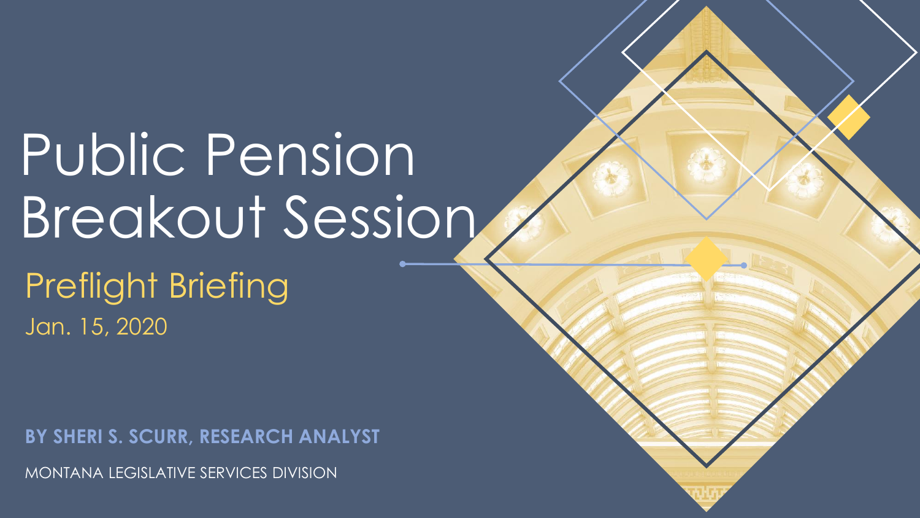# Public Pension Breakout Session

## Preflight Briefing

Jan. 15, 2020

**BY SHERI S. SCURR, RESEARCH ANALYST**

MONTANA LEGISLATIVE SERVICES DIVISION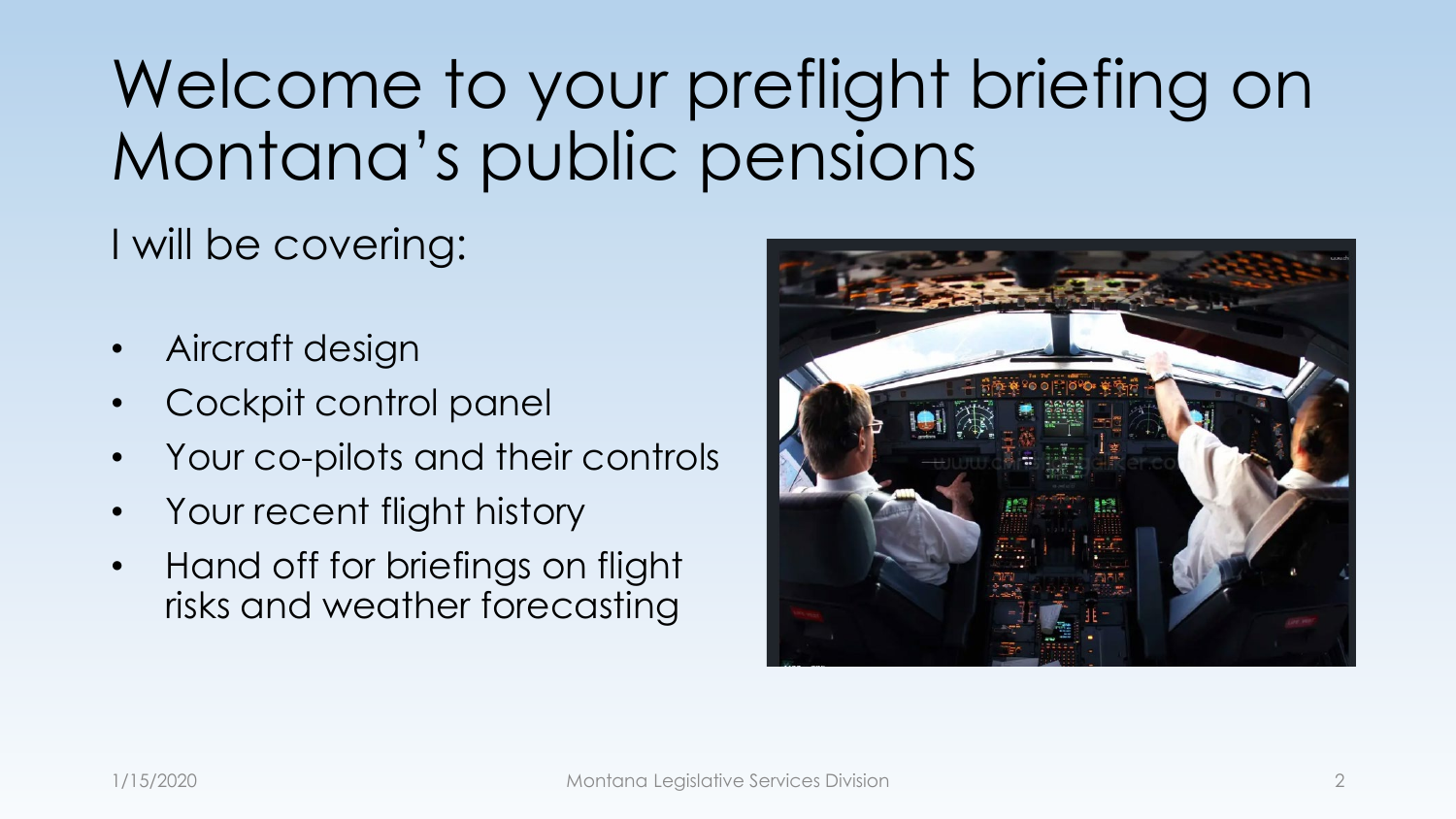# Welcome to your preflight briefing on Montana's public pensions

I will be covering:

- Aircraft design
- Cockpit control panel
- Your co-pilots and their controls
- Your recent flight history
- Hand off for briefings on flight risks and weather forecasting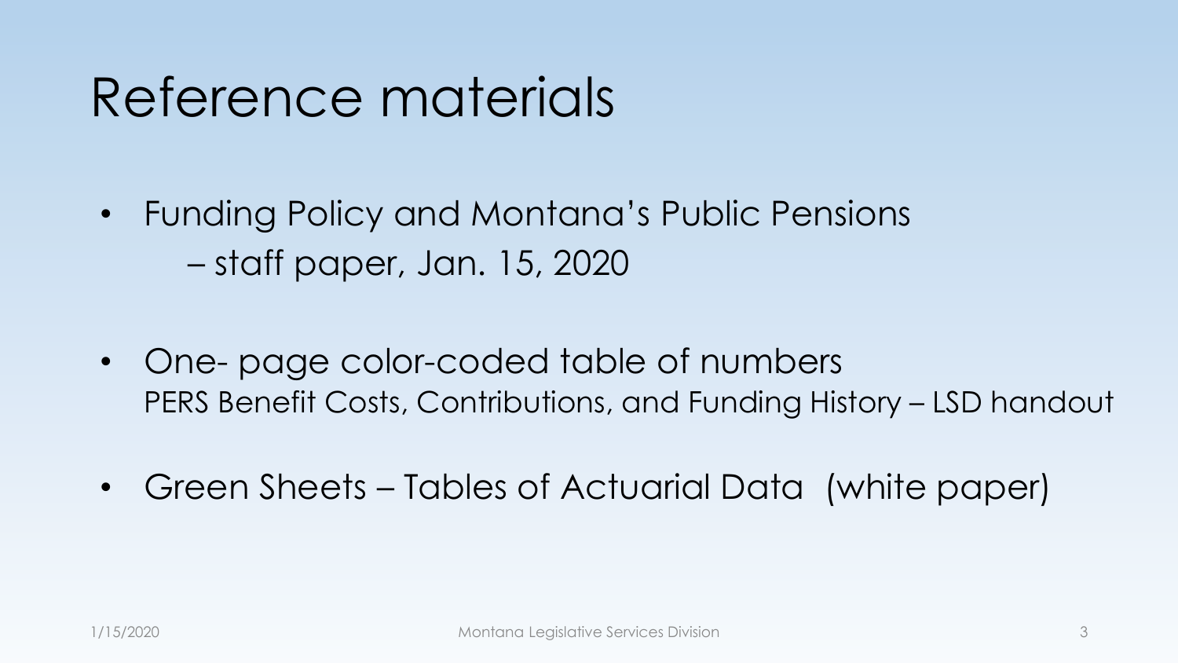# Reference materials

- Funding Policy and Montana's Public Pensions
  – staff paper, Jan. 15, 2020

- One- page color-coded table of numbers
  PERS Benefit Costs, Contributions, and Funding History – LSD handout

- Green Sheets – Tables of Actuarial Data (white paper)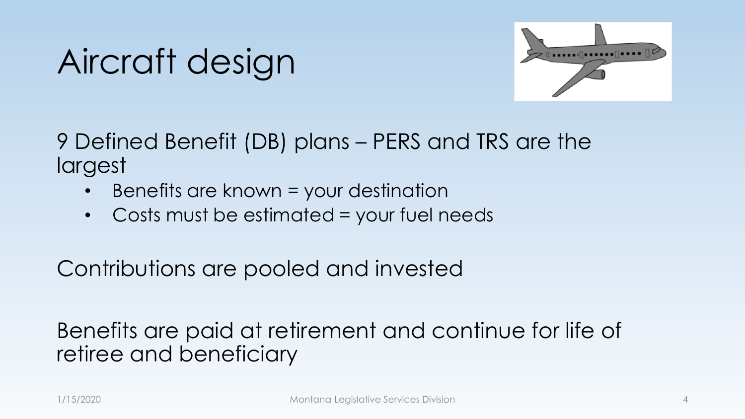# Aircraft design

9 Defined Benefit (DB) plans – PERS and TRS are the largest

- Benefits are known = your destination
- Costs must be estimated = your fuel needs

Contributions are pooled and invested

Benefits are paid at retirement and continue for life of retiree and beneficiary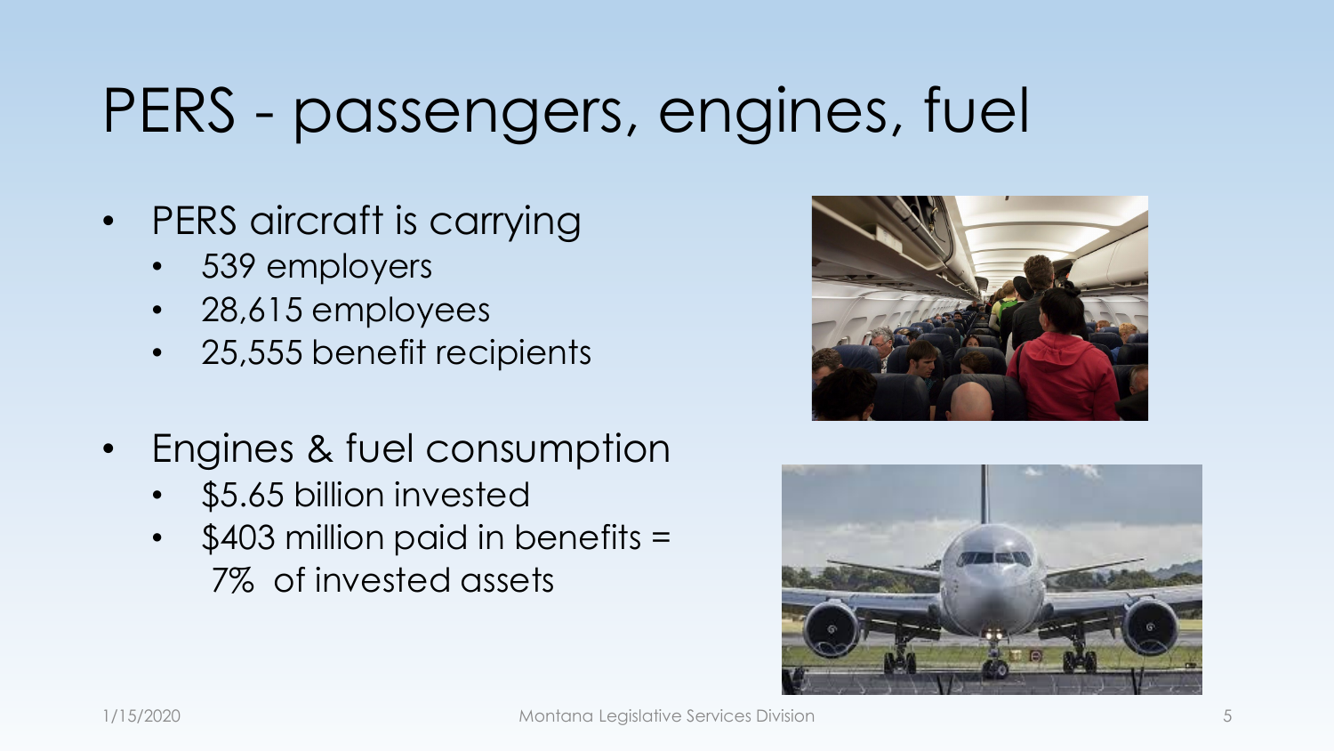# PERS - passengers, engines, fuel

- PERS aircraft is carrying
  - 539 employers
  - 28,615 employees
  - 25,555 benefit recipients

- Engines & fuel consumption
  - $5.65 billion invested
  - $403 million paid in benefits = 7% of invested assets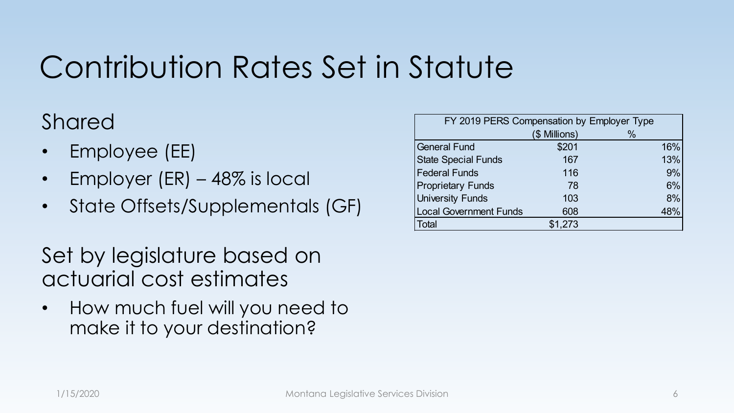# Contribution Rates Set in Statute

## Shared

- Employee (EE)
- Employer (ER) – 48% is local
- State Offsets/Supplementals (GF)

## Set by legislature based on actuarial cost estimates

- How much fuel will you need to make it to your destination?

| FY 2019 PERS Compensation by Employer Type | | |
|---|---|---|
| | ($ Millions) | % |
| General Fund | $201 | 16% |
| State Special Funds | 167 | 13% |
| Federal Funds | 116 | 9% |
| Proprietary Funds | 78 | 6% |
| University Funds | 103 | 8% |
| Local Government Funds | 608 | 48% |
| Total | $1,273 | |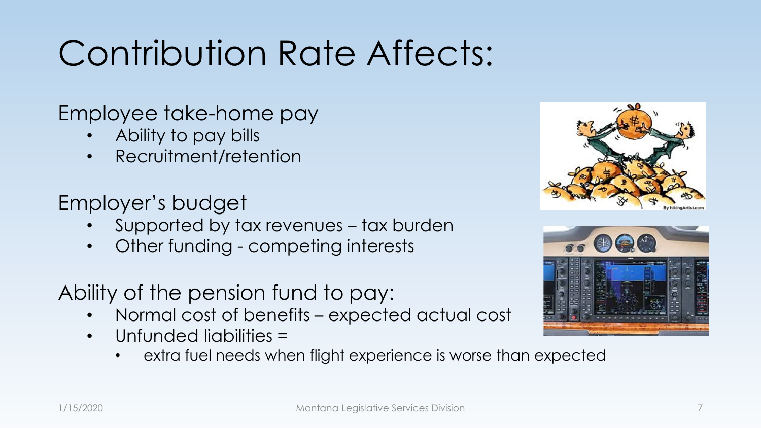# Contribution Rate Affects:

Employee take-home pay

- Ability to pay bills
- Recruitment/retention

Employer's budget

- Supported by tax revenues – tax burden
- Other funding - competing interests

Ability of the pension fund to pay:

- Normal cost of benefits – expected actual cost
- Unfunded liabilities =
  - extra fuel needs when flight experience is worse than expected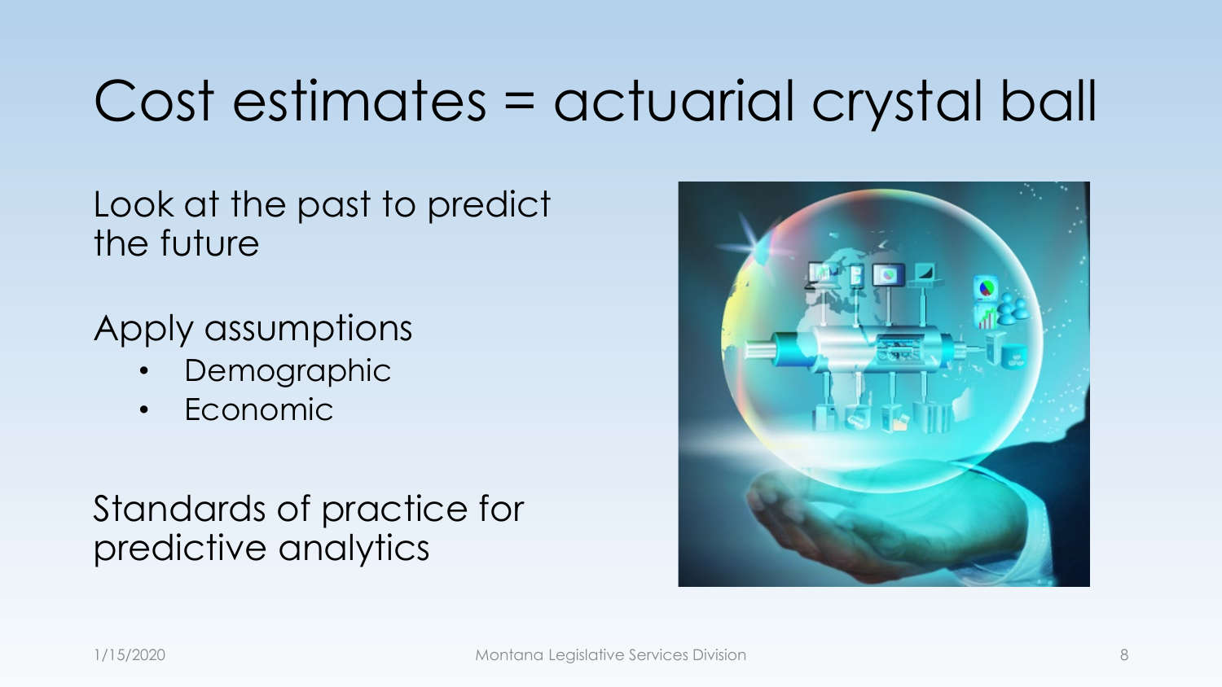# Cost estimates = actuarial crystal ball

Look at the past to predict the future

Apply assumptions

- Demographic
- Economic

Standards of practice for predictive analytics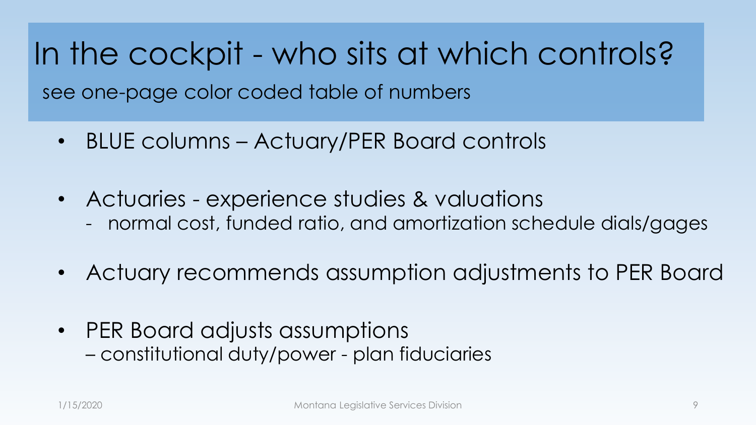# In the cockpit - who sits at which controls?

see one-page color coded table of numbers

- BLUE columns – Actuary/PER Board controls
- Actuaries - experience studies & valuations
  - normal cost, funded ratio, and amortization schedule dials/gages
- Actuary recommends assumption adjustments to PER Board
- PER Board adjusts assumptions
  – constitutional duty/power - plan fiduciaries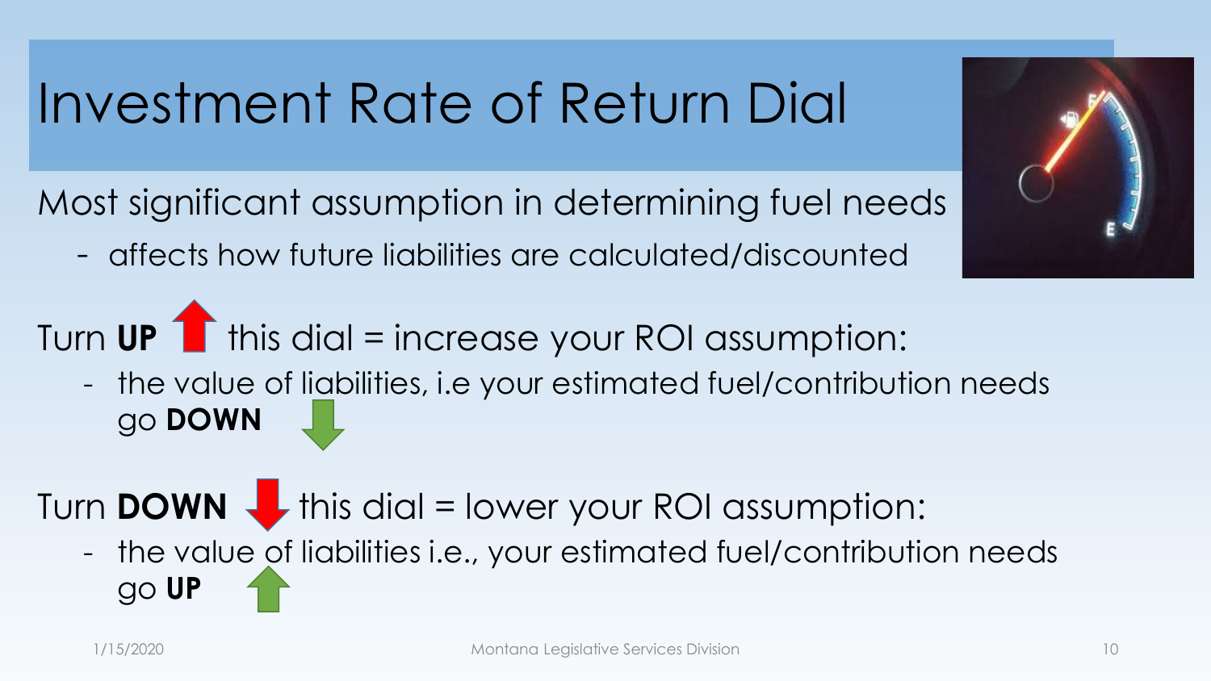# Investment Rate of Return Dial

Most significant assumption in determining fuel needs

- affects how future liabilities are calculated/discounted

Turn **UP** this dial = increase your ROI assumption:

- the value of liabilities, i.e your estimated fuel/contribution needs go **DOWN**

Turn **DOWN** this dial = lower your ROI assumption:

- the value of liabilities i.e., your estimated fuel/contribution needs go **UP**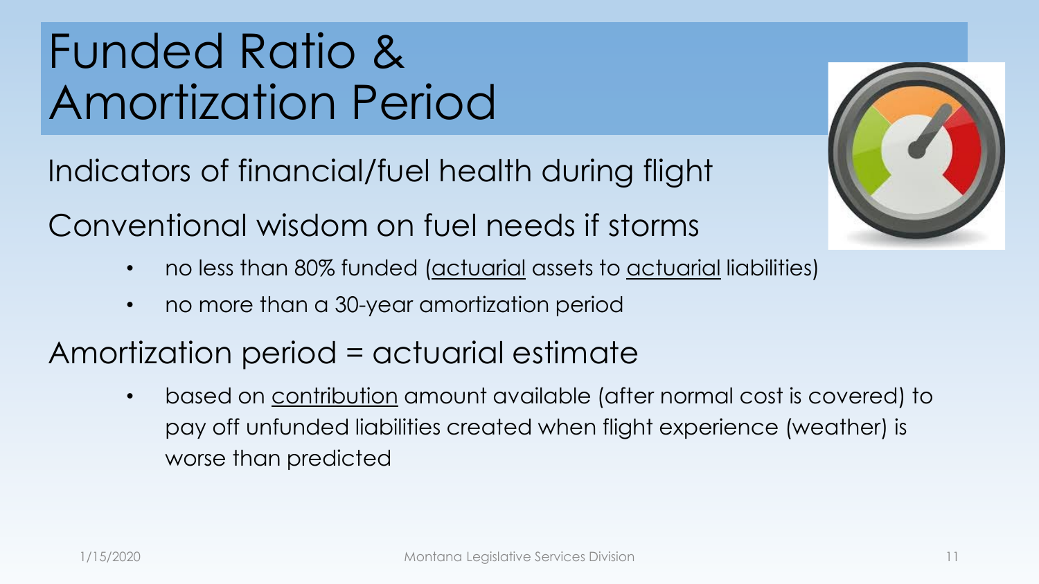# Funded Ratio & Amortization Period

Indicators of financial/fuel health during flight

Conventional wisdom on fuel needs if storms

- no less than 80% funded (actuarial assets to actuarial liabilities)
- no more than a 30-year amortization period

Amortization period = actuarial estimate

- based on contribution amount available (after normal cost is covered) to pay off unfunded liabilities created when flight experience (weather) is worse than predicted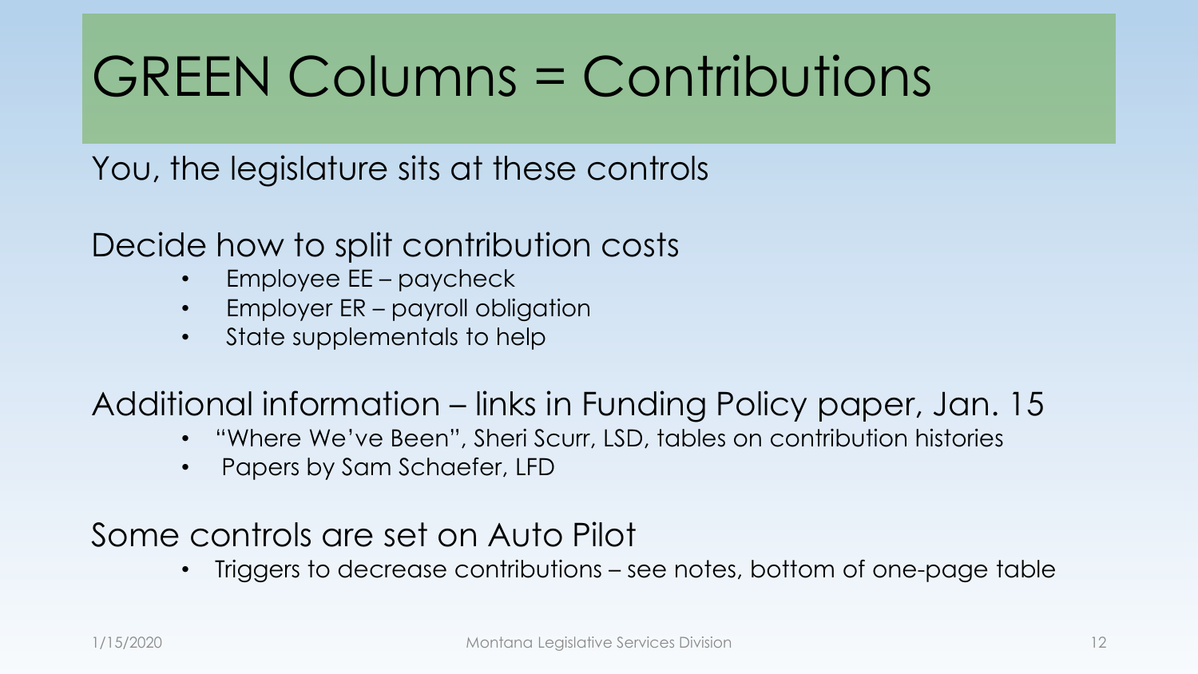# GREEN Columns = Contributions

You, the legislature sits at these controls

Decide how to split contribution costs

- Employee EE – paycheck
- Employer ER – payroll obligation
- State supplementals to help

Additional information – links in Funding Policy paper, Jan. 15

- "Where We've Been", Sheri Scurr, LSD, tables on contribution histories
- Papers by Sam Schaefer, LFD

Some controls are set on Auto Pilot

- Triggers to decrease contributions – see notes, bottom of one-page table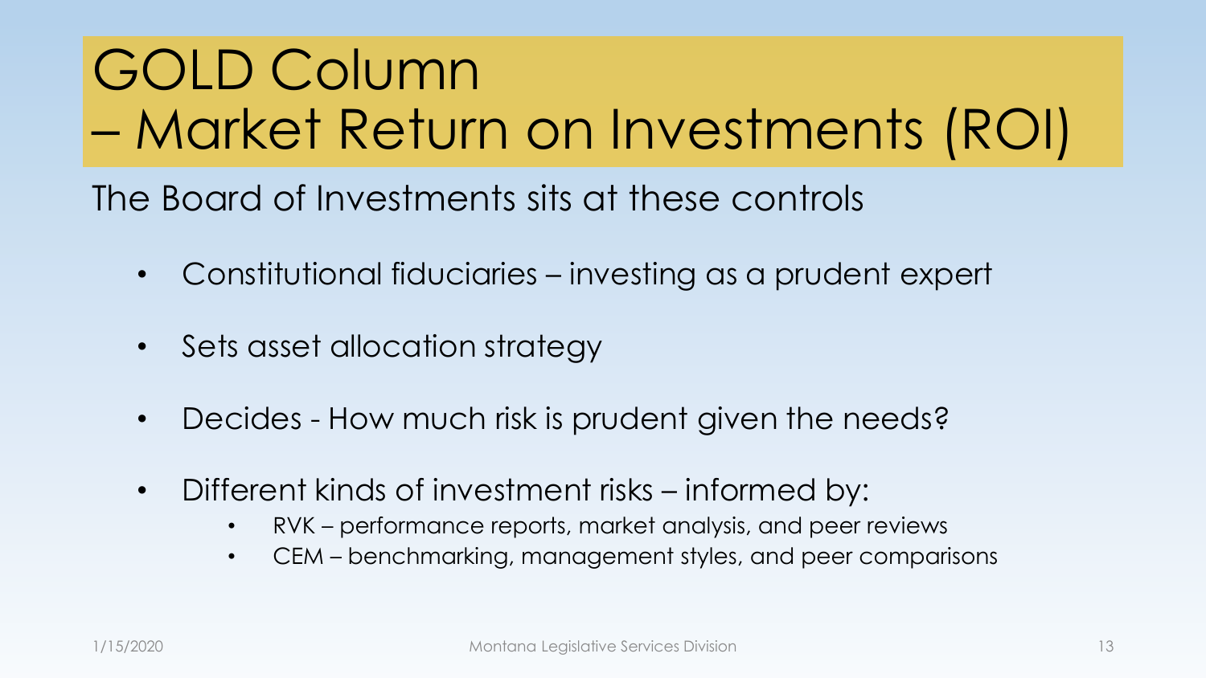# GOLD Column – Market Return on Investments (ROI)

The Board of Investments sits at these controls

- Constitutional fiduciaries – investing as a prudent expert
- Sets asset allocation strategy
- Decides - How much risk is prudent given the needs?
- Different kinds of investment risks – informed by:
  - RVK – performance reports, market analysis, and peer reviews
  - CEM – benchmarking, management styles, and peer comparisons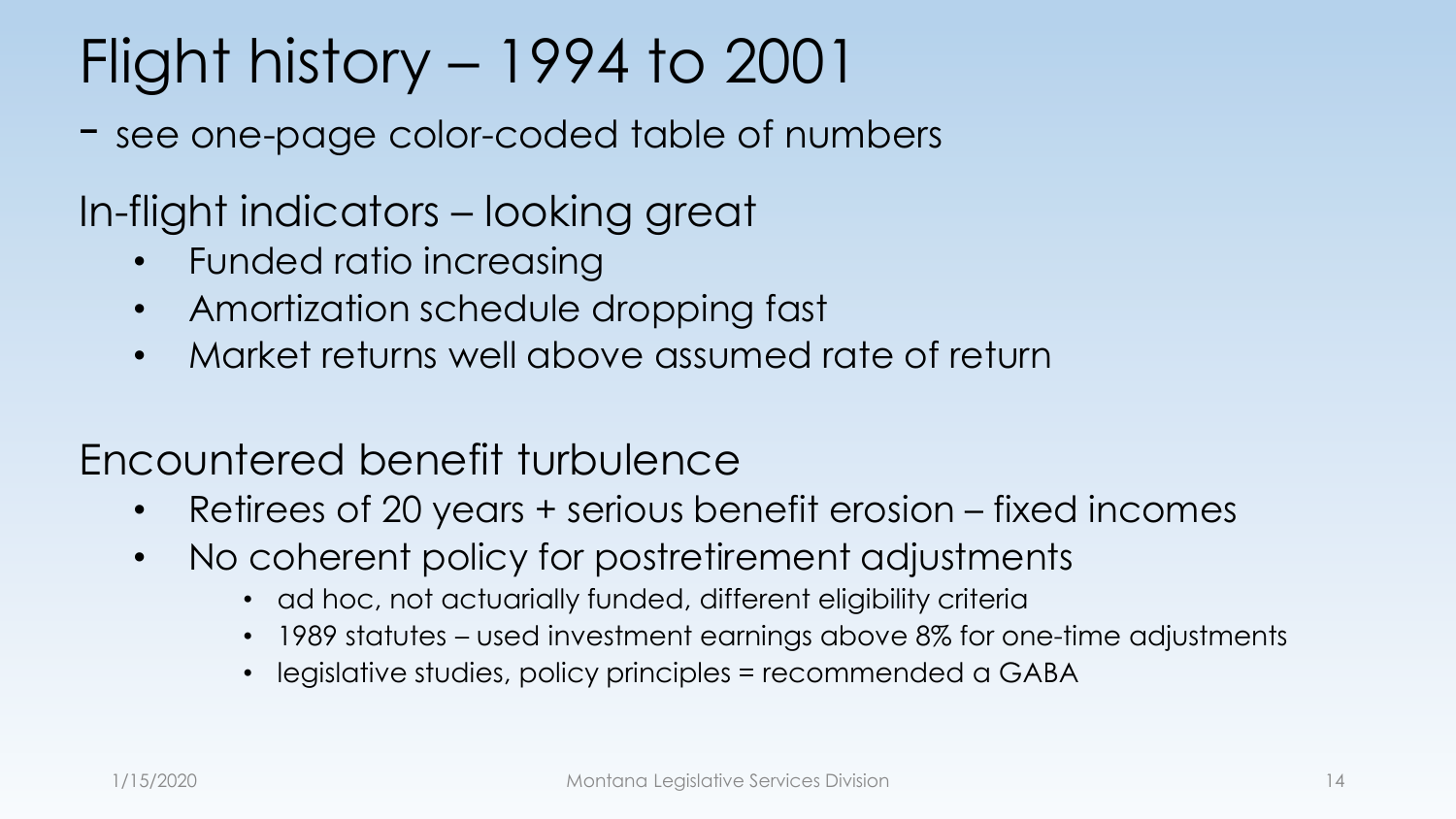# Flight history – 1994 to 2001

- see one-page color-coded table of numbers

## In-flight indicators – looking great

- Funded ratio increasing
- Amortization schedule dropping fast
- Market returns well above assumed rate of return

## Encountered benefit turbulence

- Retirees of 20 years + serious benefit erosion – fixed incomes
- No coherent policy for postretirement adjustments
  - ad hoc, not actuarially funded, different eligibility criteria
  - 1989 statutes – used investment earnings above 8% for one-time adjustments
  - legislative studies, policy principles = recommended a GABA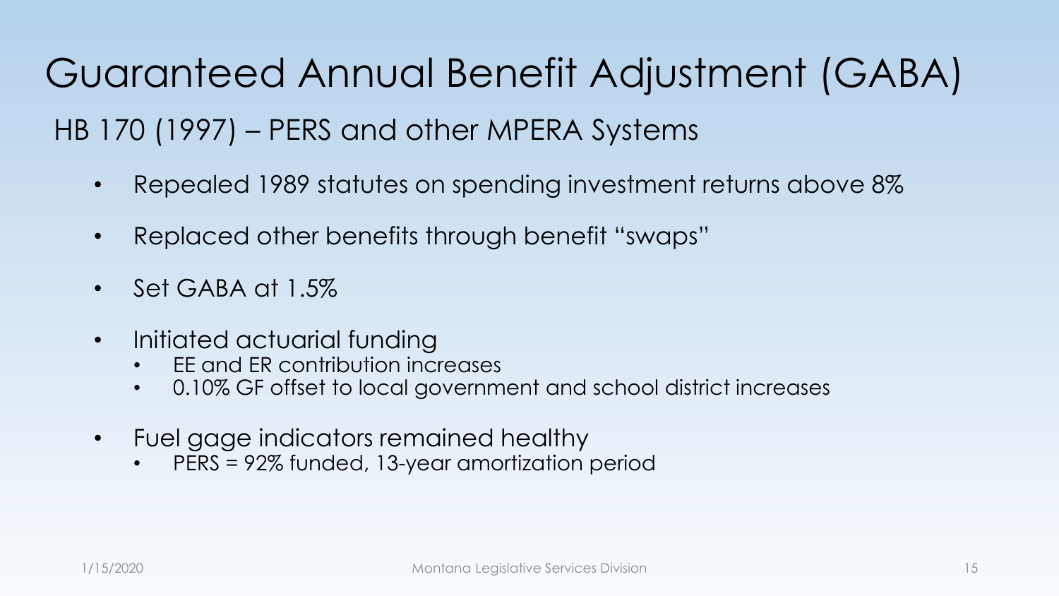# Guaranteed Annual Benefit Adjustment (GABA)

## HB 170 (1997) – PERS and other MPERA Systems

- Repealed 1989 statutes on spending investment returns above 8%
- Replaced other benefits through benefit "swaps"
- Set GABA at 1.5%
- Initiated actuarial funding
  - EE and ER contribution increases
  - 0.10% GF offset to local government and school district increases
- Fuel gage indicators remained healthy
  - PERS = 92% funded, 13-year amortization period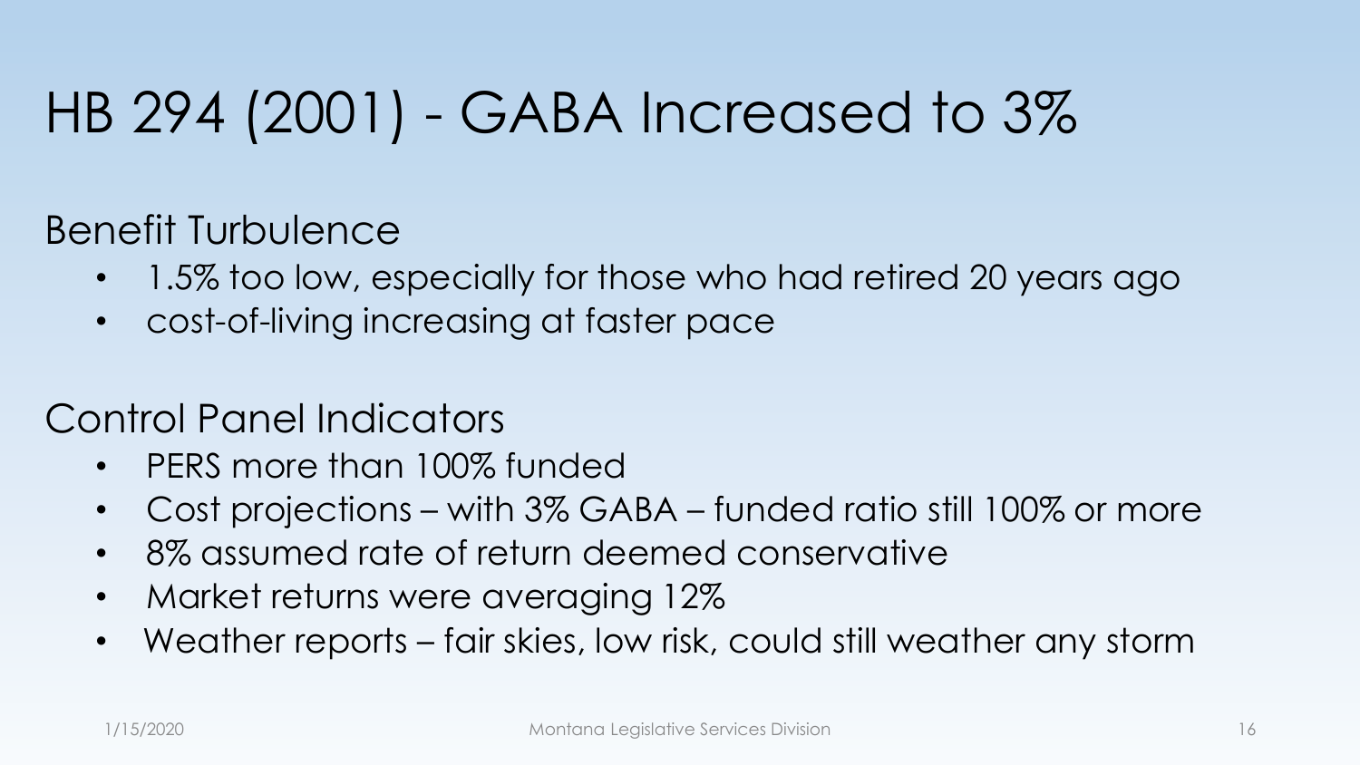# HB 294 (2001) - GABA Increased to 3%

Benefit Turbulence

- 1.5% too low, especially for those who had retired 20 years ago
- cost-of-living increasing at faster pace

Control Panel Indicators

- PERS more than 100% funded
- Cost projections – with 3% GABA – funded ratio still 100% or more
- 8% assumed rate of return deemed conservative
- Market returns were averaging 12%
- Weather reports – fair skies, low risk, could still weather any storm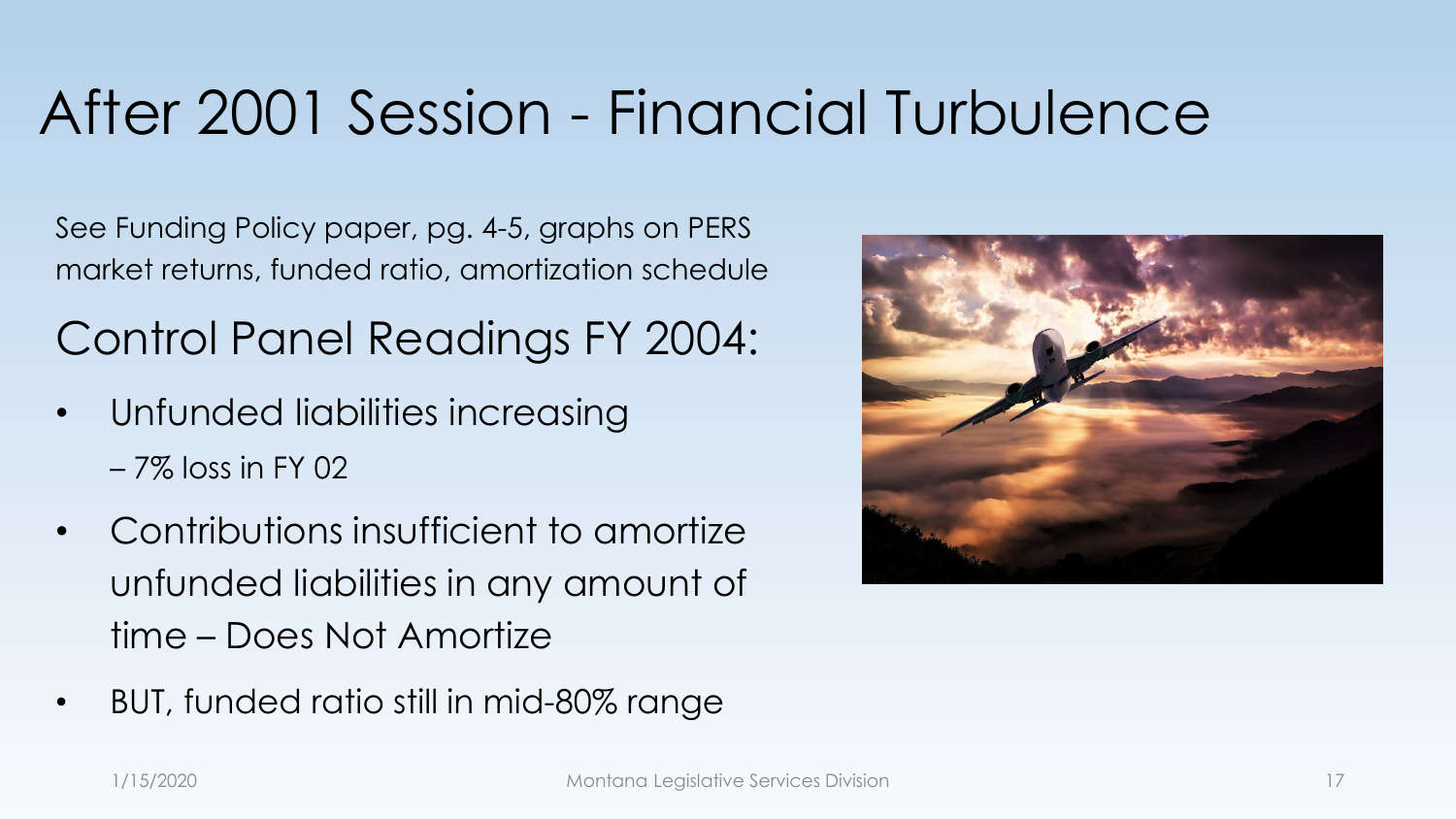# After 2001 Session - Financial Turbulence

See Funding Policy paper, pg. 4-5, graphs on PERS market returns, funded ratio, amortization schedule

## Control Panel Readings FY 2004:

- Unfunded liabilities increasing
  - 7% loss in FY 02
- Contributions insufficient to amortize unfunded liabilities in any amount of time – Does Not Amortize
- BUT, funded ratio still in mid-80% range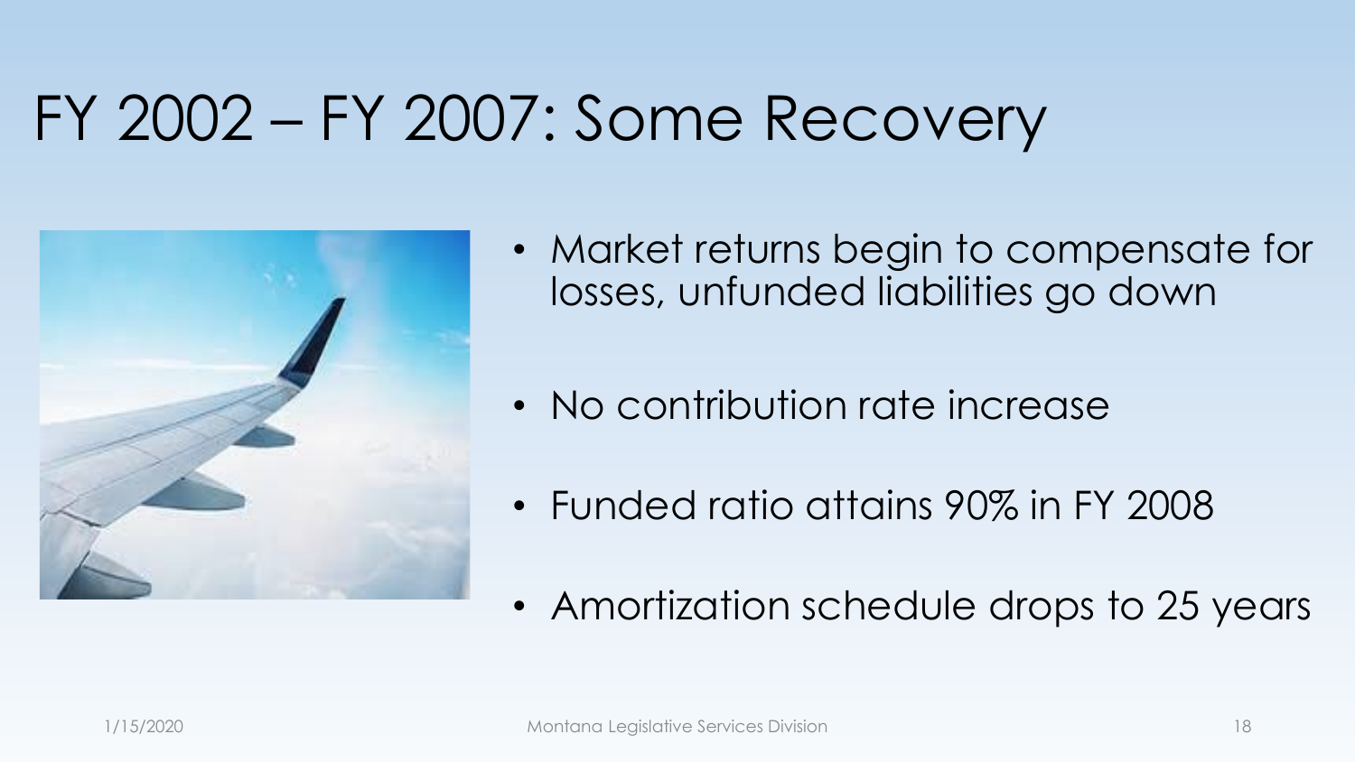# FY 2002 – FY 2007: Some Recovery

- Market returns begin to compensate for losses, unfunded liabilities go down
- No contribution rate increase
- Funded ratio attains 90% in FY 2008
- Amortization schedule drops to 25 years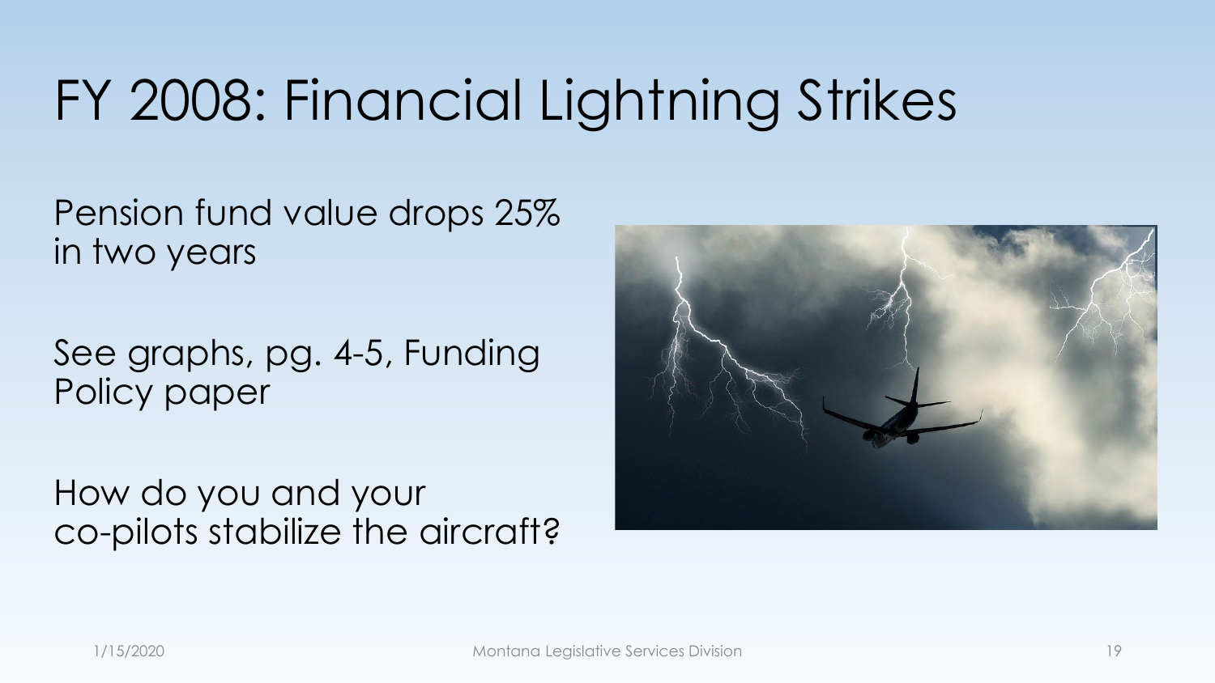# FY 2008: Financial Lightning Strikes

Pension fund value drops 25% in two years

See graphs, pg. 4-5, Funding Policy paper

How do you and your co-pilots stabilize the aircraft?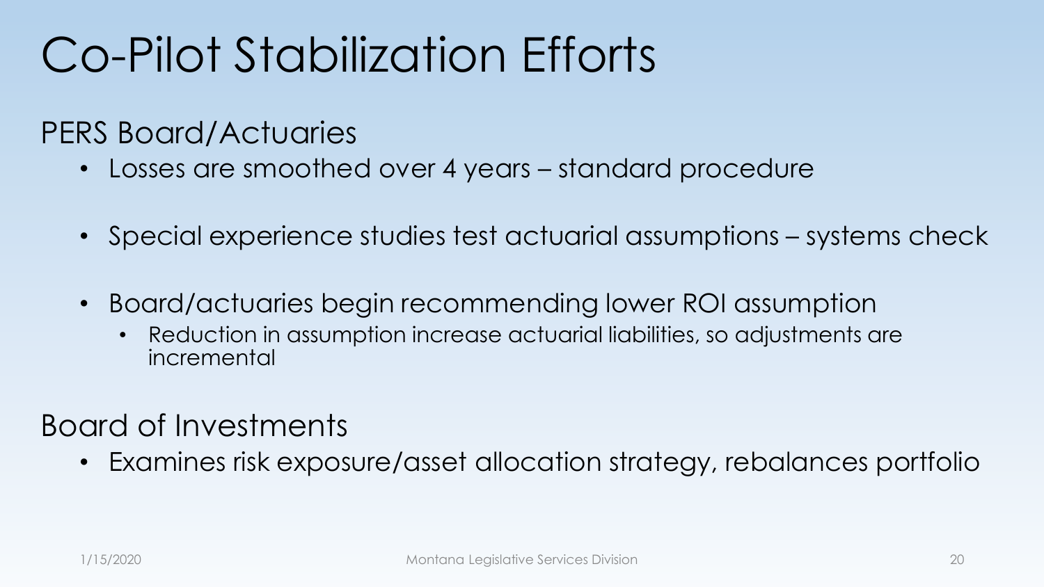# Co-Pilot Stabilization Efforts

## PERS Board/Actuaries

- Losses are smoothed over 4 years – standard procedure
- Special experience studies test actuarial assumptions – systems check
- Board/actuaries begin recommending lower ROI assumption
  - Reduction in assumption increase actuarial liabilities, so adjustments are incremental

## Board of Investments

- Examines risk exposure/asset allocation strategy, rebalances portfolio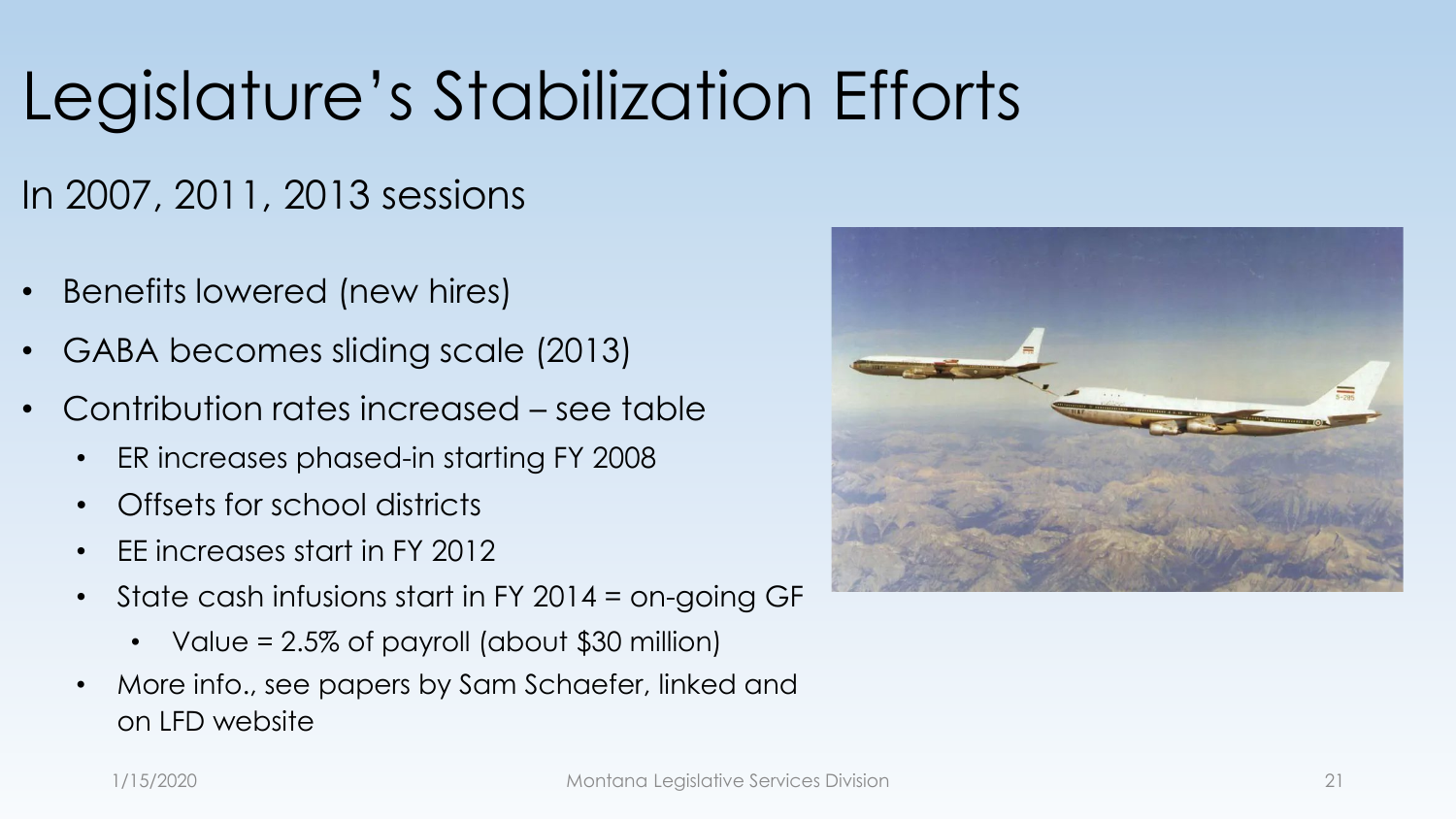# Legislature's Stabilization Efforts

In 2007, 2011, 2013 sessions

- Benefits lowered (new hires)
- GABA becomes sliding scale (2013)
- Contribution rates increased – see table
  - ER increases phased-in starting FY 2008
  - Offsets for school districts
  - EE increases start in FY 2012
  - State cash infusions start in FY 2014 = on-going GF
    - Value = 2.5% of payroll (about $30 million)
  - More info., see papers by Sam Schaefer, linked and on LFD website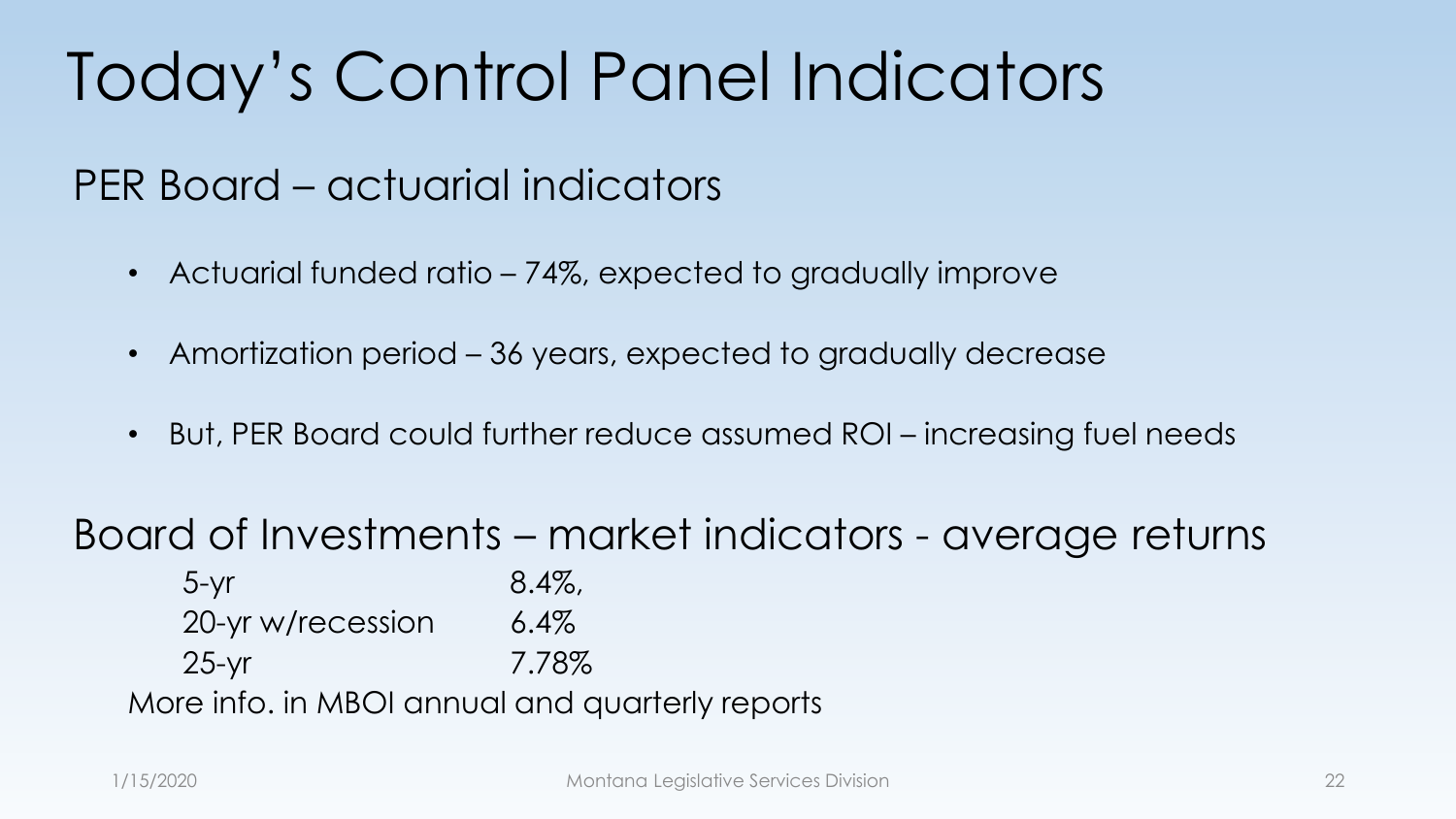# Today's Control Panel Indicators

## PER Board – actuarial indicators

- Actuarial funded ratio – 74%, expected to gradually improve
- Amortization period – 36 years, expected to gradually decrease
- But, PER Board could further reduce assumed ROI – increasing fuel needs

## Board of Investments – market indicators - average returns

| | |
|---|---|
| 5-yr | 8.4%, |
| 20-yr w/recession | 6.4% |
| 25-yr | 7.78% |

More info. in MBOI annual and quarterly reports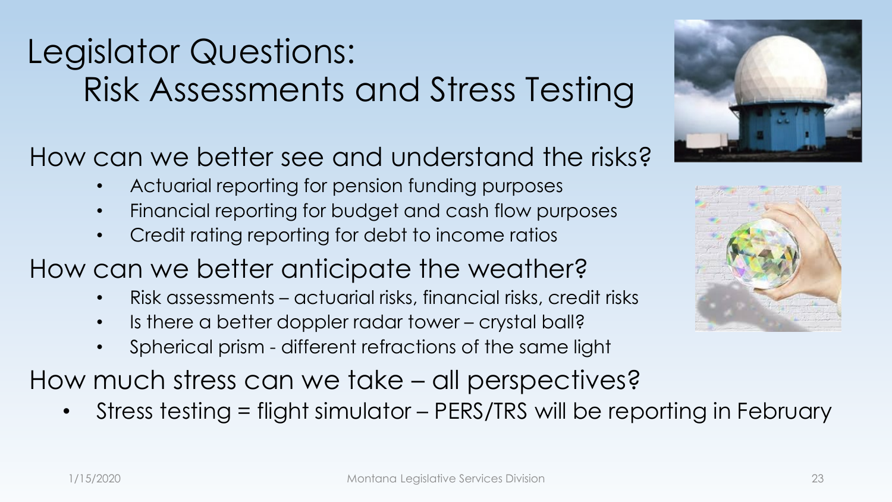# Legislator Questions: Risk Assessments and Stress Testing

## How can we better see and understand the risks?

- Actuarial reporting for pension funding purposes
- Financial reporting for budget and cash flow purposes
- Credit rating reporting for debt to income ratios

## How can we better anticipate the weather?

- Risk assessments – actuarial risks, financial risks, credit risks
- Is there a better doppler radar tower – crystal ball?
- Spherical prism - different refractions of the same light

## How much stress can we take – all perspectives?

- Stress testing = flight simulator – PERS/TRS will be reporting in February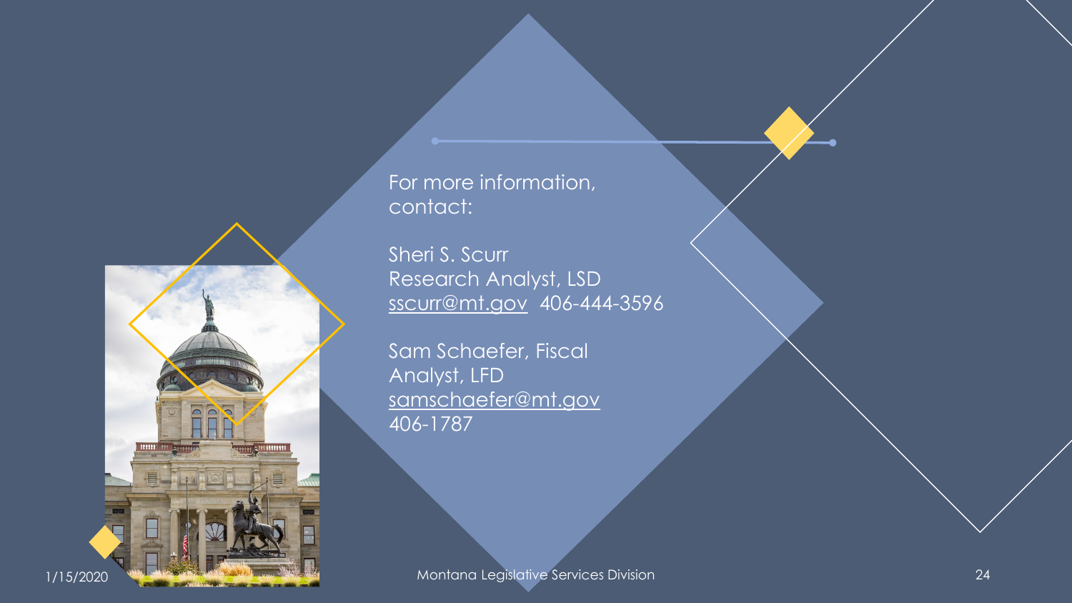For more information, contact:

Sheri S. Scurr
Research Analyst, LSD
sscurr@mt.gov 406-444-3596

Sam Schaefer, Fiscal Analyst, LFD
samschaefer@mt.gov
406-1787